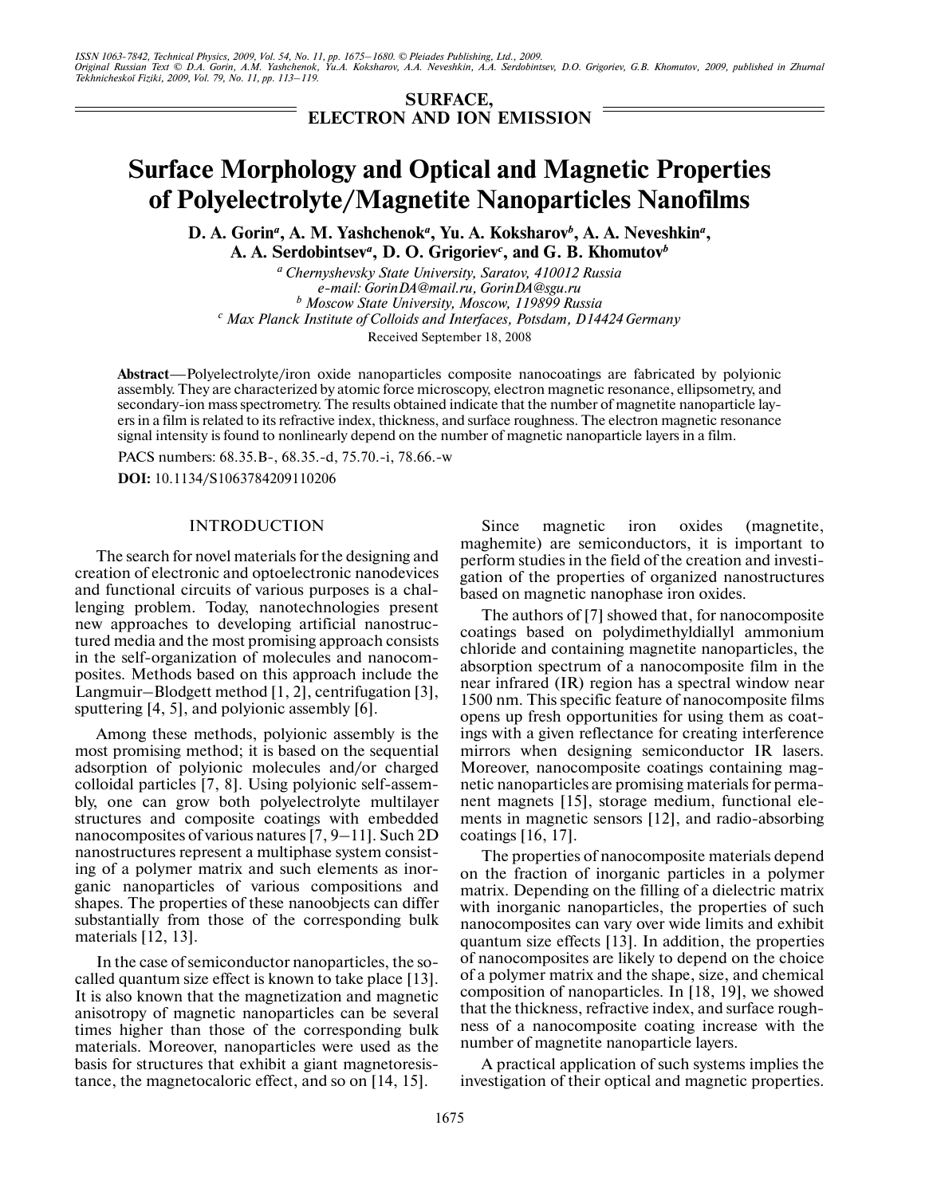ISSN 1063-7842, Technical Physics, 2009, Vol. 54, No. 11, pp. 1675–1680. © Pleiades Publishing, Ltd., 2009.
Original Russian Text © D.A. Gorin, A.M. Yashchenok, Yu.A. Koksharov, A.A. Neveshkin, A.A. Serdobintsev, D.O. Grigoriev, G.B. Khomutov, 2009, published in Zhurnal Tekhnicheskoi Fiziki, 2009, Vol. 79, No. 11, pp. 113–119.

**SURFACE, ELECTRON AND ION EMISSION**

# Surface Morphology and Optical and Magnetic Properties of Polyelectrolyte/Magnetite Nanoparticles Nanofilms

**D. A. Gorin[a], A. M. Yashchenok[a], Yu. A. Koksharov[b], A. A. Neveshkin[a], A. A. Serdobintsev[a], D. O. Grigoriev[c], and G. B. Khomutov[b]**

[a] *Chernyshevsky State University, Saratov, 410012 Russia*
*e-mail: GorinDA@mail.ru, GorinDA@sgu.ru*
[b] *Moscow State University, Moscow, 119899 Russia*
[c] *Max Planck Institute of Colloids and Interfaces, Potsdam, D14424 Germany*

Received September 18, 2008

**Abstract**—Polyelectrolyte/iron oxide nanoparticles composite nanocoatings are fabricated by polyionic assembly. They are characterized by atomic force microscopy, electron magnetic resonance, ellipsometry, and secondary-ion mass spectrometry. The results obtained indicate that the number of magnetite nanoparticle layers in a film is related to its refractive index, thickness, and surface roughness. The electron magnetic resonance signal intensity is found to nonlinearly depend on the number of magnetic nanoparticle layers in a film.

PACS numbers: 68.35.B-, 68.35.-d, 75.70.-i, 78.66.-w

**DOI:** 10.1134/S1063784209110206

## INTRODUCTION

The search for novel materials for the designing and creation of electronic and optoelectronic nanodevices and functional circuits of various purposes is a challenging problem. Today, nanotechnologies present new approaches to developing artificial nanostructured media and the most promising approach consists in the self-organization of molecules and nanocomposites. Methods based on this approach include the Langmuir–Blodgett method [1, 2], centrifugation [3], sputtering [4, 5], and polyionic assembly [6].

Among these methods, polyionic assembly is the most promising method; it is based on the sequential adsorption of polyionic molecules and/or charged colloidal particles [7, 8]. Using polyionic self-assembly, one can grow both polyelectrolyte multilayer structures and composite coatings with embedded nanocomposites of various natures [7, 9–11]. Such 2D nanostructures represent a multiphase system consisting of a polymer matrix and such elements as inorganic nanoparticles of various compositions and shapes. The properties of these nanoobjects can differ substantially from those of the corresponding bulk materials [12, 13].

In the case of semiconductor nanoparticles, the so-called quantum size effect is known to take place [13]. It is also known that the magnetization and magnetic anisotropy of magnetic nanoparticles can be several times higher than those of the corresponding bulk materials. Moreover, nanoparticles were used as the basis for structures that exhibit a giant magnetoresistance, the magnetocaloric effect, and so on [14, 15].

Since magnetic iron oxides (magnetite, maghemite) are semiconductors, it is important to perform studies in the field of the creation and investigation of the properties of organized nanostructures based on magnetic nanophase iron oxides.

The authors of [7] showed that, for nanocomposite coatings based on polydimethyldiallyl ammonium chloride and containing magnetite nanoparticles, the absorption spectrum of a nanocomposite film in the near infrared (IR) region has a spectral window near 1500 nm. This specific feature of nanocomposite films opens up fresh opportunities for using them as coatings with a given reflectance for creating interference mirrors when designing semiconductor IR lasers. Moreover, nanocomposite coatings containing magnetic nanoparticles are promising materials for permanent magnets [15], storage medium, functional elements in magnetic sensors [12], and radio-absorbing coatings [16, 17].

The properties of nanocomposite materials depend on the fraction of inorganic particles in a polymer matrix. Depending on the filling of a dielectric matrix with inorganic nanoparticles, the properties of such nanocomposites can vary over wide limits and exhibit quantum size effects [13]. In addition, the properties of nanocomposites are likely to depend on the choice of a polymer matrix and the shape, size, and chemical composition of nanoparticles. In [18, 19], we showed that the thickness, refractive index, and surface roughness of a nanocomposite coating increase with the number of magnetite nanoparticle layers.

A practical application of such systems implies the investigation of their optical and magnetic properties.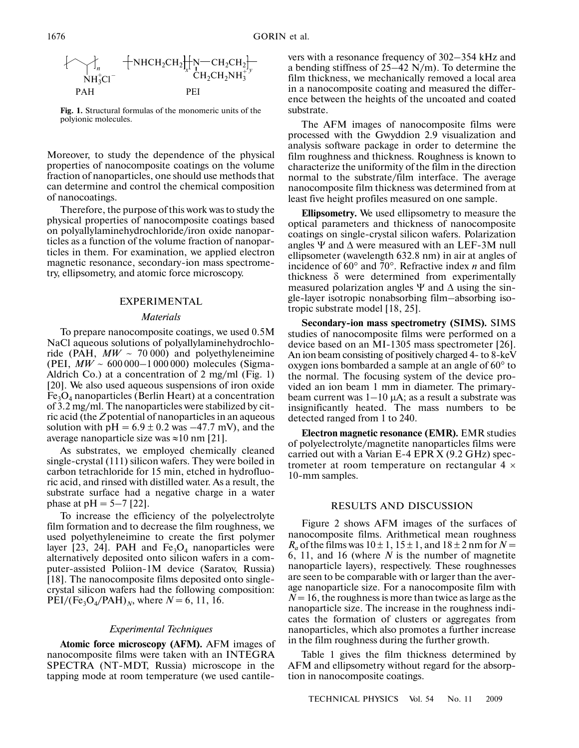PAH PEI

**Fig. 1.** Structural formulas of the monomeric units of the polyionic molecules.

Moreover, to study the dependence of the physical properties of nanocomposite coatings on the volume fraction of nanoparticles, one should use methods that can determine and control the chemical composition of nanocoatings.

Therefore, the purpose of this work was to study the physical properties of nanocomposite coatings based on polyallylaminehydrochloride/iron oxide nanoparticles as a function of the volume fraction of nanoparticles in them. For examination, we applied electron magnetic resonance, secondary-ion mass spectrometry, ellipsometry, and atomic force microscopy.

## EXPERIMENTAL

### *Materials*

To prepare nanocomposite coatings, we used 0.5M NaCl aqueous solutions of polyallylaminehydrochloride (PAH, $MW \sim 70\,000$) and polyethyleneimine (PEI, $MW \sim 600\,000$–$1\,000\,000$) molecules (Sigma-Aldrich Co.) at a concentration of 2 mg/ml (Fig. 1) [20]. We also used aqueous suspensions of iron oxide $Fe_3O_4$ nanoparticles (Berlin Heart) at a concentration of 3.2 mg/ml. The nanoparticles were stabilized by citric acid (the $Z$ potential of nanoparticles in an aqueous solution with pH = $6.9 \pm 0.2$ was −47.7 mV), and the average nanoparticle size was ≈10 nm [21].

As substrates, we employed chemically cleaned single-crystal (111) silicon wafers. They were boiled in carbon tetrachloride for 15 min, etched in hydrofluoric acid, and rinsed with distilled water. As a result, the substrate surface had a negative charge in a water phase at pH = 5–7 [22].

To increase the efficiency of the polyelectrolyte film formation and to decrease the film roughness, we used polyethyleneimine to create the first polymer layer [23, 24]. PAH and $Fe_3O_4$ nanoparticles were alternatively deposited onto silicon wafers in a computer-assisted Poliion-1M device (Saratov, Russia) [18]. The nanocomposite films deposited onto single-crystal silicon wafers had the following composition: $PEI/(Fe_3O_4/PAH)_N$, where $N = 6, 11, 16$.

### *Experimental Techniques*

**Atomic force microscopy (AFM).** AFM images of nanocomposite films were taken with an INTEGRA SPECTRA (NT-MDT, Russia) microscope in the tapping mode at room temperature (we used cantilevers with a resonance frequency of 302–354 kHz and a bending stiffness of 25–42 N/m). To determine the film thickness, we mechanically removed a local area in a nanocomposite coating and measured the difference between the heights of the uncoated and coated substrate.

The AFM images of nanocomposite films were processed with the Gwyddion 2.9 visualization and analysis software package in order to determine the film roughness and thickness. Roughness is known to characterize the uniformity of the film in the direction normal to the substrate/film interface. The average nanocomposite film thickness was determined from at least five height profiles measured on one sample.

**Ellipsometry.** We used ellipsometry to measure the optical parameters and thickness of nanocomposite coatings on single-crystal silicon wafers. Polarization angles $\Psi$ and $\Delta$ were measured with an LEF-3M null ellipsometer (wavelength 632.8 nm) in air at angles of incidence of 60° and 70°. Refractive index $n$ and film thickness $\delta$ were determined from experimentally measured polarization angles $\Psi$ and $\Delta$ using the single-layer isotropic nonabsorbing film–absorbing isotropic substrate model [18, 25].

**Secondary-ion mass spectrometry (SIMS).** SIMS studies of nanocomposite films were performed on a device based on an MI-1305 mass spectrometer [26]. An ion beam consisting of positively charged 4- to 8-keV oxygen ions bombarded a sample at an angle of 60° to the normal. The focusing system of the device provided an ion beam 1 mm in diameter. The primary-beam current was 1–10 μA; as a result a substrate was insignificantly heated. The mass numbers to be detected ranged from 1 to 240.

**Electron magnetic resonance (EMR).** EMR studies of polyelectrolyte/magnetite nanoparticles films were carried out with a Varian E-4 EPR X (9.2 GHz) spectrometer at room temperature on rectangular 4 × 10-mm samples.

## RESULTS AND DISCUSSION

Figure 2 shows AFM images of the surfaces of nanocomposite films. Arithmetical mean roughness $R_a$ of the films was $10 \pm 1$, $15 \pm 1$, and $18 \pm 2$ nm for $N$ = 6, 11, and 16 (where $N$ is the number of magnetite nanoparticle layers), respectively. These roughnesses are seen to be comparable with or larger than the average nanoparticle size. For a nanocomposite film with $N = 16$, the roughness is more than twice as large as the nanoparticle size. The increase in the roughness indicates the formation of clusters or aggregates from nanoparticles, which also promotes a further increase in the film roughness during the further growth.

Table 1 gives the film thickness determined by AFM and ellipsometry without regard for the absorption in nanocomposite coatings.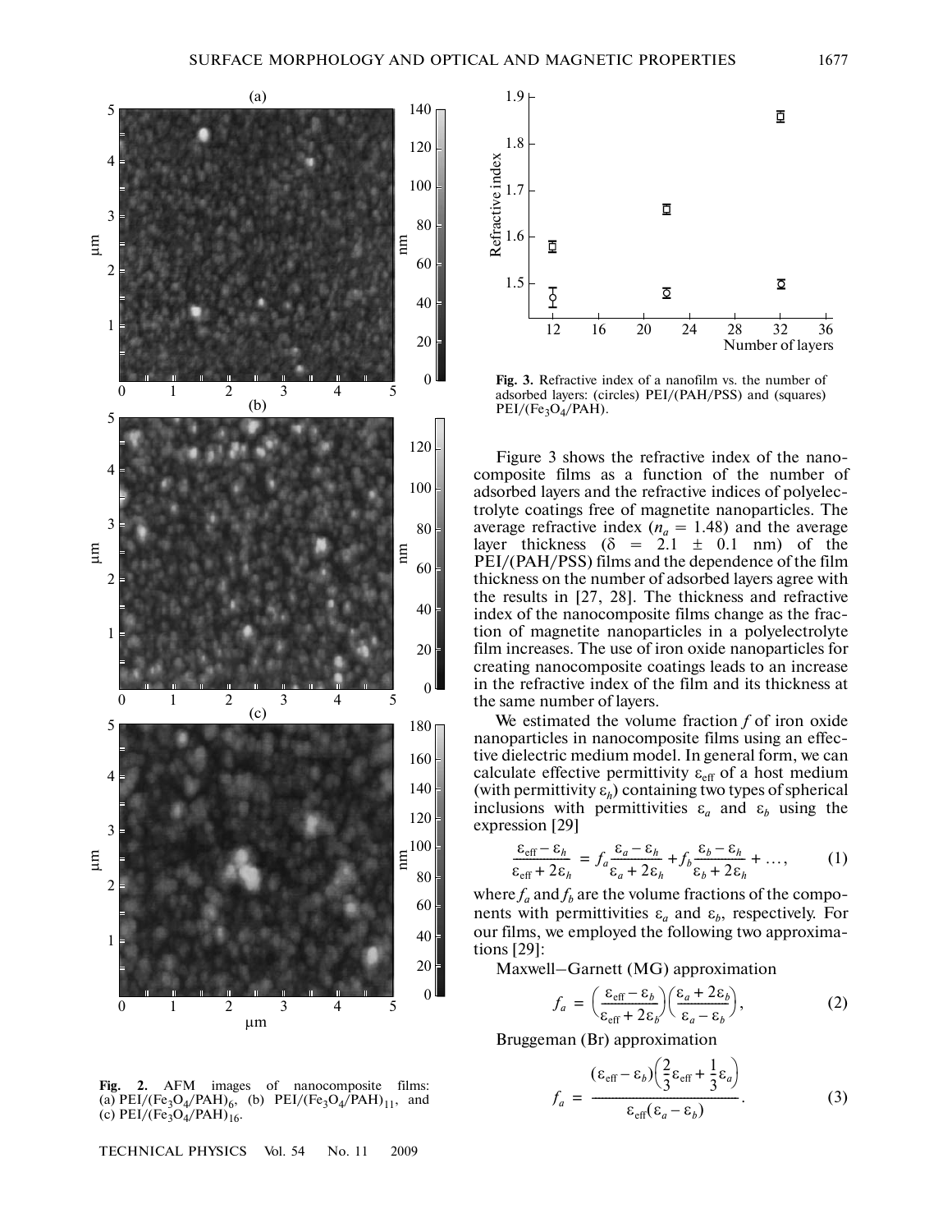**Fig. 2.** AFM images of nanocomposite films: (a) $PEI/(Fe_3O_4/PAH)_6$, (b) $PEI/(Fe_3O_4/PAH)_{11}$, and (c) $PEI/(Fe_3O_4/PAH)_{16}$.

**Fig. 3.** Refractive index of a nanofilm vs. the number of adsorbed layers: (circles) PEI/(PAH/PSS) and (squares) $PEI/(Fe_3O_4/PAH)$.

Figure 3 shows the refractive index of the nanocomposite films as a function of the number of adsorbed layers and the refractive indices of polyelectrolyte coatings free of magnetite nanoparticles. The average refractive index ($n_a = 1.48$) and the average layer thickness ($\delta = 2.1 \pm 0.1$ nm) of the PEI/(PAH/PSS) films and the dependence of the film thickness on the number of adsorbed layers agree with the results in [27, 28]. The thickness and refractive index of the nanocomposite films change as the fraction of magnetite nanoparticles in a polyelectrolyte film increases. The use of iron oxide nanoparticles for creating nanocomposite coatings leads to an increase in the refractive index of the film and its thickness at the same number of layers.

We estimated the volume fraction $f$ of iron oxide nanoparticles in nanocomposite films using an effective dielectric medium model. In general form, we can calculate effective permittivity $\varepsilon_{\text{eff}}$ of a host medium (with permittivity $\varepsilon_h$) containing two types of spherical inclusions with permittivities $\varepsilon_a$ and $\varepsilon_b$ using the expression [29]

$$\frac{\varepsilon_{\text{eff}} - \varepsilon_h}{\varepsilon_{\text{eff}} + 2\varepsilon_h} = f_a \frac{\varepsilon_a - \varepsilon_h}{\varepsilon_a + 2\varepsilon_h} + f_b \frac{\varepsilon_b - \varepsilon_h}{\varepsilon_b + 2\varepsilon_h} + \ldots, \tag{1}$$

where $f_a$ and $f_b$ are the volume fractions of the components with permittivities $\varepsilon_a$ and $\varepsilon_b$, respectively. For our films, we employed the following two approximations [29]:

Maxwell–Garnett (MG) approximation

$$f_a = \left(\frac{\varepsilon_{\text{eff}} - \varepsilon_b}{\varepsilon_{\text{eff}} + 2\varepsilon_b}\right)\left(\frac{\varepsilon_a + 2\varepsilon_b}{\varepsilon_a - \varepsilon_b}\right), \tag{2}$$

Bruggeman (Br) approximation

$$f_a = \frac{(\varepsilon_{\text{eff}} - \varepsilon_b)\left(\frac{2}{3}\varepsilon_{\text{eff}} + \frac{1}{3}\varepsilon_a\right)}{\varepsilon_{\text{eff}}(\varepsilon_a - \varepsilon_b)}. \tag{3}$$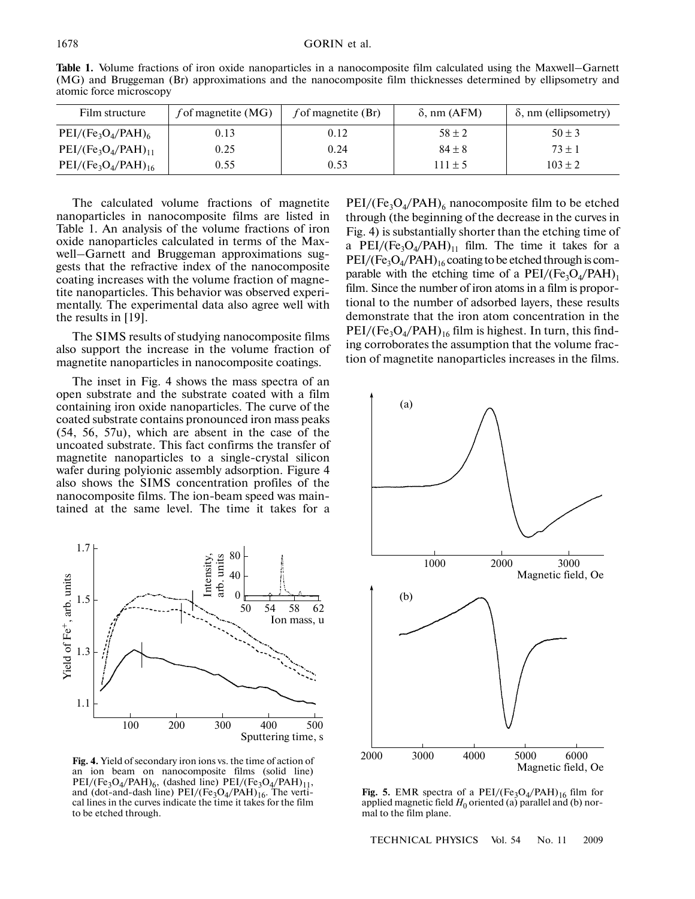**Table 1.** Volume fractions of iron oxide nanoparticles in a nanocomposite film calculated using the Maxwell–Garnett (MG) and Bruggeman (Br) approximations and the nanocomposite film thicknesses determined by ellipsometry and atomic force microscopy

| Film structure | $f$ of magnetite (MG) | $f$ of magnetite (Br) | δ, nm (AFM) | δ, nm (ellipsometry) |
|---|---|---|---|---|
| $PEI/(Fe_3O_4/PAH)_6$ | 0.13 | 0.12 | 58 ± 2 | 50 ± 3 |
| $PEI/(Fe_3O_4/PAH)_{11}$ | 0.25 | 0.24 | 84 ± 8 | 73 ± 1 |
| $PEI/(Fe_3O_4/PAH)_{16}$ | 0.55 | 0.53 | 111 ± 5 | 103 ± 2 |

The calculated volume fractions of magnetite nanoparticles in nanocomposite films are listed in Table 1. An analysis of the volume fractions of iron oxide nanoparticles calculated in terms of the Maxwell–Garnett and Bruggeman approximations suggests that the refractive index of the nanocomposite coating increases with the volume fraction of magnetite nanoparticles. This behavior was observed experimentally. The experimental data also agree well with the results in [19].

The SIMS results of studying nanocomposite films also support the increase in the volume fraction of magnetite nanoparticles in nanocomposite coatings.

The inset in Fig. 4 shows the mass spectra of an open substrate and the substrate coated with a film containing iron oxide nanoparticles. The curve of the coated substrate contains pronounced iron mass peaks (54, 56, 57u), which are absent in the case of the uncoated substrate. This fact confirms the transfer of magnetite nanoparticles to a single-crystal silicon wafer during polyionic assembly adsorption. Figure 4 also shows the SIMS concentration profiles of the nanocomposite films. The ion-beam speed was maintained at the same level. The time it takes for a $PEI/(Fe_3O_4/PAH)_6$ nanocomposite film to be etched through (the beginning of the decrease in the curves in Fig. 4) is substantially shorter than the etching time of a $PEI/(Fe_3O_4/PAH)_{11}$ film. The time it takes for a $PEI/(Fe_3O_4/PAH)_{16}$ coating to be etched through is comparable with the etching time of a $PEI/(Fe_3O_4/PAH)_1$ film. Since the number of iron atoms in a film is proportional to the number of adsorbed layers, these results demonstrate that the iron atom concentration in the $PEI/(Fe_3O_4/PAH)_{16}$ film is highest. In turn, this finding corroborates the assumption that the volume fraction of magnetite nanoparticles increases in the films.

**Fig. 4.** Yield of secondary iron ions vs. the time of action of an ion beam on nanocomposite films (solid line) $PEI/(Fe_3O_4/PAH)_6$, (dashed line) $PEI/(Fe_3O_4/PAH)_{11}$, and (dot-and-dash line) $PEI/(Fe_3O_4/PAH)_{16}$. The vertical lines in the curves indicate the time it takes for the film to be etched through.

**Fig. 5.** EMR spectra of a $PEI/(Fe_3O_4/PAH)_{16}$ film for applied magnetic field $H_0$ oriented (a) parallel and (b) normal to the film plane.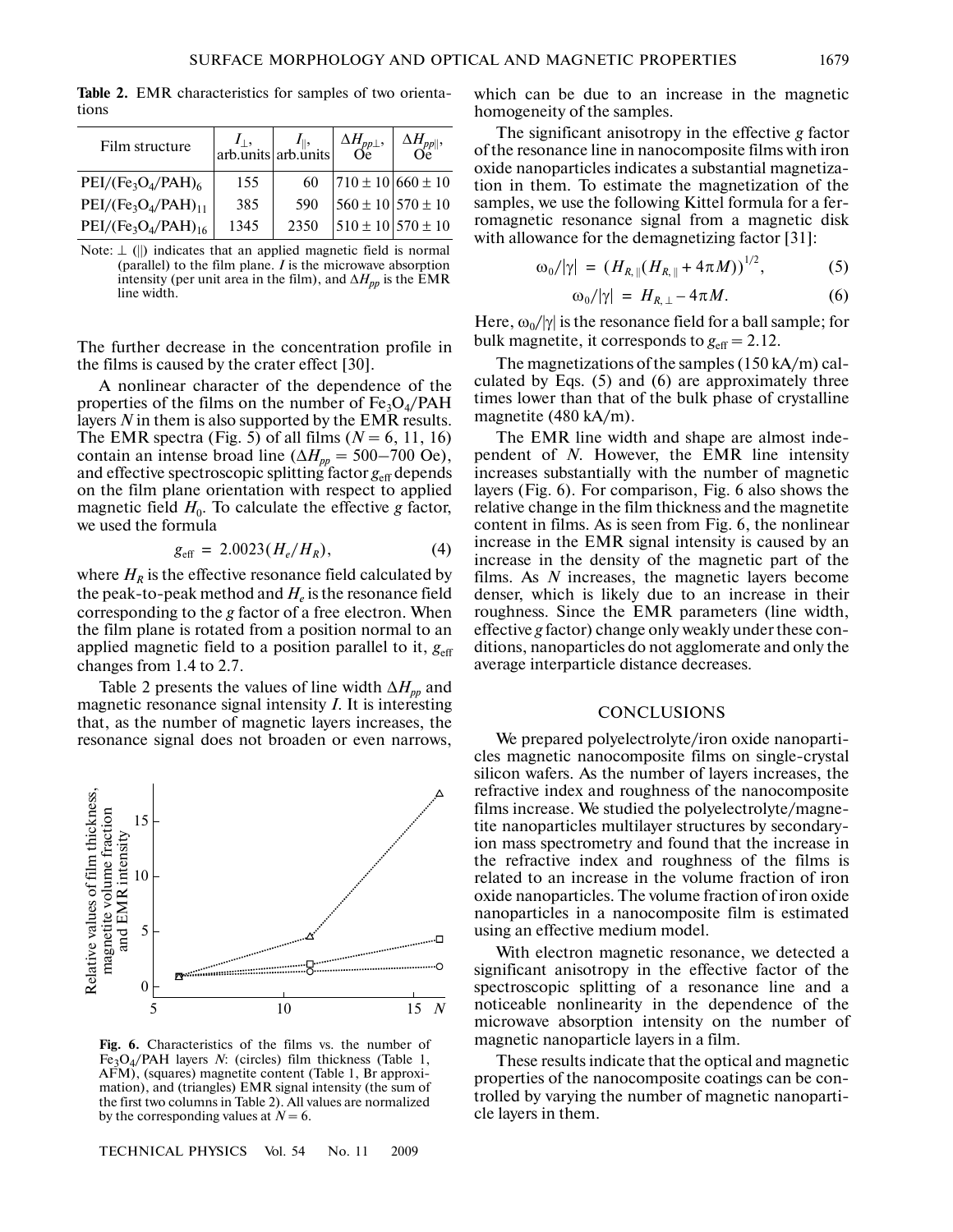**Table 2.** EMR characteristics for samples of two orientations

| Film structure | $I_{\perp}$, arb.units | $I_{\parallel}$, arb.units | $\Delta H_{pp\perp}$, Oe | $\Delta H_{pp\parallel}$, Oe |
|---|---|---|---|---|
| $PEI/(Fe_3O_4/PAH)_6$ | 155 | 60 | $710 \pm 10$ | $660 \pm 10$ |
| $PEI/(Fe_3O_4/PAH)_{11}$ | 385 | 590 | $560 \pm 10$ | $570 \pm 10$ |
| $PEI/(Fe_3O_4/PAH)_{16}$ | 1345 | 2350 | $510 \pm 10$ | $570 \pm 10$ |

Note: $\perp$ ($\parallel$) indicates that an applied magnetic field is normal (parallel) to the film plane. $I$ is the microwave absorption intensity (per unit area in the film), and $\Delta H_{pp}$ is the EMR line width.

The further decrease in the concentration profile in the films is caused by the crater effect [30].

A nonlinear character of the dependence of the properties of the films on the number of $Fe_3O_4$/PAH layers $N$ in them is also supported by the EMR results. The EMR spectra (Fig. 5) of all films ($N = 6, 11, 16$) contain an intense broad line ($\Delta H_{pp} = 500$–$700$ Oe), and effective spectroscopic splitting factor $g_{\text{eff}}$ depends on the film plane orientation with respect to applied magnetic field $H_0$. To calculate the effective $g$ factor, we used the formula

$$g_{\text{eff}} = 2.0023(H_e/H_R), \tag{4}$$

where $H_R$ is the effective resonance field calculated by the peak-to-peak method and $H_e$ is the resonance field corresponding to the $g$ factor of a free electron. When the film plane is rotated from a position normal to an applied magnetic field to a position parallel to it, $g_{\text{eff}}$ changes from 1.4 to 2.7.

Table 2 presents the values of line width $\Delta H_{pp}$ and magnetic resonance signal intensity $I$. It is interesting that, as the number of magnetic layers increases, the resonance signal does not broaden or even narrows, which can be due to an increase in the magnetic homogeneity of the samples.

**Fig. 6.** Characteristics of the films vs. the number of $Fe_3O_4$/PAH layers $N$: (circles) film thickness (Table 1, AFM), (squares) magnetite content (Table 1, Br approximation), and (triangles) EMR signal intensity (the sum of the first two columns in Table 2). All values are normalized by the corresponding values at $N = 6$.

The significant anisotropy in the effective $g$ factor of the resonance line in nanocomposite films with iron oxide nanoparticles indicates a substantial magnetization in them. To estimate the magnetization of the samples, we use the following Kittel formula for a ferromagnetic resonance signal from a magnetic disk with allowance for the demagnetizing factor [31]:

$$\omega_0/|\gamma| = (H_{R,\parallel}(H_{R,\parallel} + 4\pi M))^{1/2}, \tag{5}$$

$$\omega_0/|\gamma| = H_{R,\perp} - 4\pi M. \tag{6}$$

Here, $\omega_0/|\gamma|$ is the resonance field for a ball sample; for bulk magnetite, it corresponds to $g_{\text{eff}} = 2.12$.

The magnetizations of the samples (150 kA/m) calculated by Eqs. (5) and (6) are approximately three times lower than that of the bulk phase of crystalline magnetite (480 kA/m).

The EMR line width and shape are almost independent of $N$. However, the EMR line intensity increases substantially with the number of magnetic layers (Fig. 6). For comparison, Fig. 6 also shows the relative change in the film thickness and the magnetite content in films. As is seen from Fig. 6, the nonlinear increase in the EMR signal intensity is caused by an increase in the density of the magnetic part of the films. As $N$ increases, the magnetic layers become denser, which is likely due to an increase in their roughness. Since the EMR parameters (line width, effective $g$ factor) change only weakly under these conditions, nanoparticles do not agglomerate and only the average interparticle distance decreases.

## CONCLUSIONS

We prepared polyelectrolyte/iron oxide nanoparticles magnetic nanocomposite films on single-crystal silicon wafers. As the number of layers increases, the refractive index and roughness of the nanocomposite films increase. We studied the polyelectrolyte/magnetite nanoparticles multilayer structures by secondary-ion mass spectrometry and found that the increase in the refractive index and roughness of the films is related to an increase in the volume fraction of iron oxide nanoparticles. The volume fraction of iron oxide nanoparticles in a nanocomposite film is estimated using an effective medium model.

With electron magnetic resonance, we detected a significant anisotropy in the effective factor of the spectroscopic splitting of a resonance line and a noticeable nonlinearity in the dependence of the microwave absorption intensity on the number of magnetic nanoparticle layers in a film.

These results indicate that the optical and magnetic properties of the nanocomposite coatings can be controlled by varying the number of magnetic nanoparticle layers in them.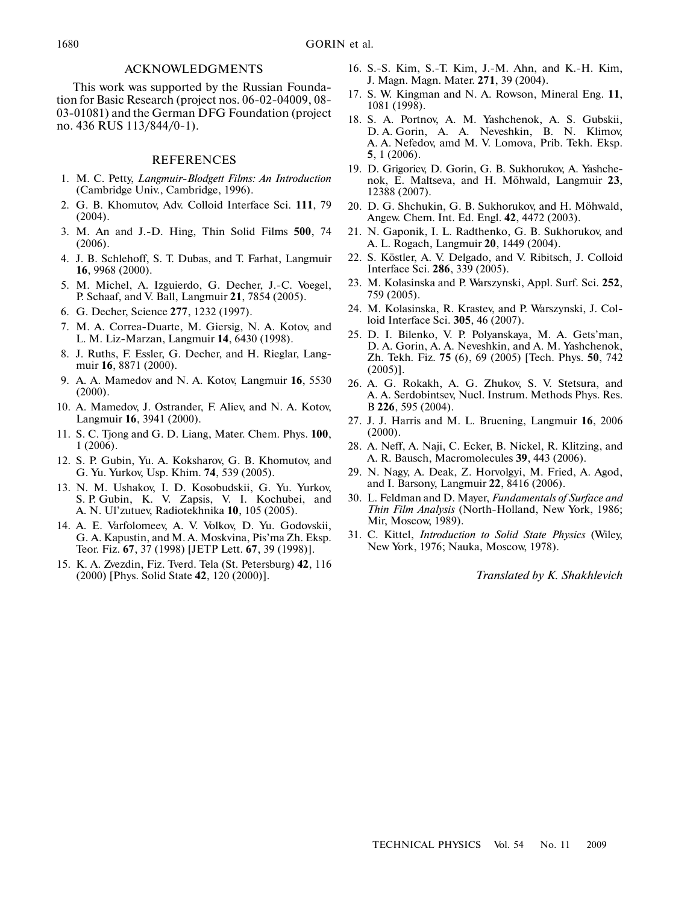## ACKNOWLEDGMENTS

This work was supported by the Russian Foundation for Basic Research (project nos. 06-02-04009, 08-03-01081) and the German DFG Foundation (project no. 436 RUS 113/844/0-1).

## REFERENCES

1. M. C. Petty, *Langmuir–Blodgett Films: An Introduction* (Cambridge Univ., Cambridge, 1996).
2. G. B. Khomutov, Adv. Colloid Interface Sci. **111**, 79 (2004).
3. M. An and J.-D. Hing, Thin Solid Films **500**, 74 (2006).
4. J. B. Schlehoff, S. T. Dubas, and T. Farhat, Langmuir **16**, 9968 (2000).
5. M. Michel, A. Izguierdo, G. Decher, J.-C. Voegel, P. Schaaf, and V. Ball, Langmuir **21**, 7854 (2005).
6. G. Decher, Science **277**, 1232 (1997).
7. M. A. Correa-Duarte, M. Giersig, N. A. Kotov, and L. M. Liz-Marzan, Langmuir **14**, 6430 (1998).
8. J. Ruths, F. Essler, G. Decher, and H. Rieglar, Langmuir **16**, 8871 (2000).
9. A. A. Mamedov and N. A. Kotov, Langmuir **16**, 5530 (2000).
10. A. Mamedov, J. Ostrander, F. Aliev, and N. A. Kotov, Langmuir **16**, 3941 (2000).
11. S. C. Tjong and G. D. Liang, Mater. Chem. Phys. **100**, 1 (2006).
12. S. P. Gubin, Yu. A. Koksharov, G. B. Khomutov, and G. Yu. Yurkov, Usp. Khim. **74**, 539 (2005).
13. N. M. Ushakov, I. D. Kosobudskii, G. Yu. Yurkov, S. P. Gubin, K. V. Zapsis, V. I. Kochubei, and A. N. Ul'zutuev, Radiotekhnika **10**, 105 (2005).
14. A. E. Varfolomeev, A. V. Volkov, D. Yu. Godovskii, G. A. Kapustin, and M. A. Moskvina, Pis'ma Zh. Eksp. Teor. Fiz. **67**, 37 (1998) [JETP Lett. **67**, 39 (1998)].
15. K. A. Zvezdin, Fiz. Tverd. Tela (St. Petersburg) **42**, 116 (2000) [Phys. Solid State **42**, 120 (2000)].
16. S.-S. Kim, S.-T. Kim, J.-M. Ahn, and K.-H. Kim, J. Magn. Magn. Mater. **271**, 39 (2004).
17. S. W. Kingman and N. A. Rowson, Mineral Eng. **11**, 1081 (1998).
18. S. A. Portnov, A. M. Yashchenok, A. S. Gubskii, D. A. Gorin, A. A. Neveshkin, B. N. Klimov, A. A. Nefedov, amd M. V. Lomova, Prib. Tekh. Eksp. **5**, 1 (2006).
19. D. Grigoriev, D. Gorin, G. B. Sukhorukov, A. Yashchenok, E. Maltseva, and H. Möhwald, Langmuir **23**, 12388 (2007).
20. D. G. Shchukin, G. B. Sukhorukov, and H. Möhwald, Angew. Chem. Int. Ed. Engl. **42**, 4472 (2003).
21. N. Gaponik, I. L. Radthenko, G. B. Sukhorukov, and A. L. Rogach, Langmuir **20**, 1449 (2004).
22. S. Köstler, A. V. Delgado, and V. Ribitsch, J. Colloid Interface Sci. **286**, 339 (2005).
23. M. Kolasinska and P. Warszynski, Appl. Surf. Sci. **252**, 759 (2005).
24. M. Kolasinska, R. Krastev, and P. Warszynski, J. Colloid Interface Sci. **305**, 46 (2007).
25. D. I. Bilenko, V. P. Polyanskaya, M. A. Gets'man, D. A. Gorin, A. A. Neveshkin, and A. M. Yashchenok, Zh. Tekh. Fiz. **75** (6), 69 (2005) [Tech. Phys. **50**, 742 (2005)].
26. A. G. Rokakh, A. G. Zhukov, S. V. Stetsura, and A. A. Serdobintsev, Nucl. Instrum. Methods Phys. Res. B **226**, 595 (2004).
27. J. J. Harris and M. L. Bruening, Langmuir **16**, 2006 (2000).
28. A. Neff, A. Naji, C. Ecker, B. Nickel, R. Klitzing, and A. R. Bausch, Macromolecules **39**, 443 (2006).
29. N. Nagy, A. Deak, Z. Horvolgyi, M. Fried, A. Agod, and I. Barsony, Langmuir **22**, 8416 (2006).
30. L. Feldman and D. Mayer, *Fundamentals of Surface and Thin Film Analysis* (North-Holland, New York, 1986; Mir, Moscow, 1989).
31. C. Kittel, *Introduction to Solid State Physics* (Wiley, New York, 1976; Nauka, Moscow, 1978).

*Translated by K. Shakhlevich*